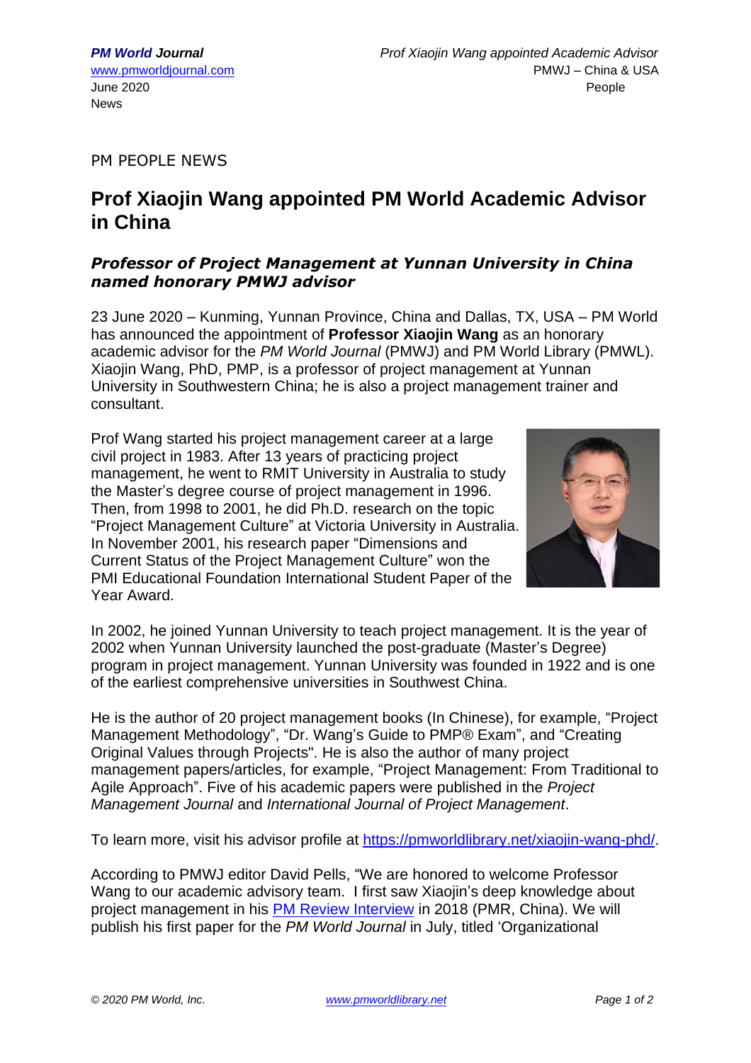PM PEOPLE NEWS

# Prof Xiaojin Wang appointed PM World Academic Advisor in China

### *Professor of Project Management at Yunnan University in China named honorary PMWJ advisor*

23 June 2020 – Kunming, Yunnan Province, China and Dallas, TX, USA – PM World has announced the appointment of **Professor Xiaojin Wang** as an honorary academic advisor for the *PM World Journal* (PMWJ) and PM World Library (PMWL). Xiaojin Wang, PhD, PMP, is a professor of project management at Yunnan University in Southwestern China; he is also a project management trainer and consultant.

Prof Wang started his project management career at a large civil project in 1983. After 13 years of practicing project management, he went to RMIT University in Australia to study the Master's degree course of project management in 1996. Then, from 1998 to 2001, he did Ph.D. research on the topic "Project Management Culture" at Victoria University in Australia. In November 2001, his research paper "Dimensions and Current Status of the Project Management Culture" won the PMI Educational Foundation International Student Paper of the Year Award.

In 2002, he joined Yunnan University to teach project management. It is the year of 2002 when Yunnan University launched the post-graduate (Master's Degree) program in project management. Yunnan University was founded in 1922 and is one of the earliest comprehensive universities in Southwest China.

He is the author of 20 project management books (In Chinese), for example, "Project Management Methodology", "Dr. Wang's Guide to PMP® Exam", and "Creating Original Values through Projects". He is also the author of many project management papers/articles, for example, "Project Management: From Traditional to Agile Approach". Five of his academic papers were published in the *Project Management Journal* and *International Journal of Project Management*.

To learn more, visit his advisor profile at https://pmworldlibrary.net/xiaojin-wang-phd/.

According to PMWJ editor David Pells, "We are honored to welcome Professor Wang to our academic advisory team. I first saw Xiaojin's deep knowledge about project management in his PM Review Interview in 2018 (PMR, China). We will publish his first paper for the *PM World Journal* in July, titled 'Organizational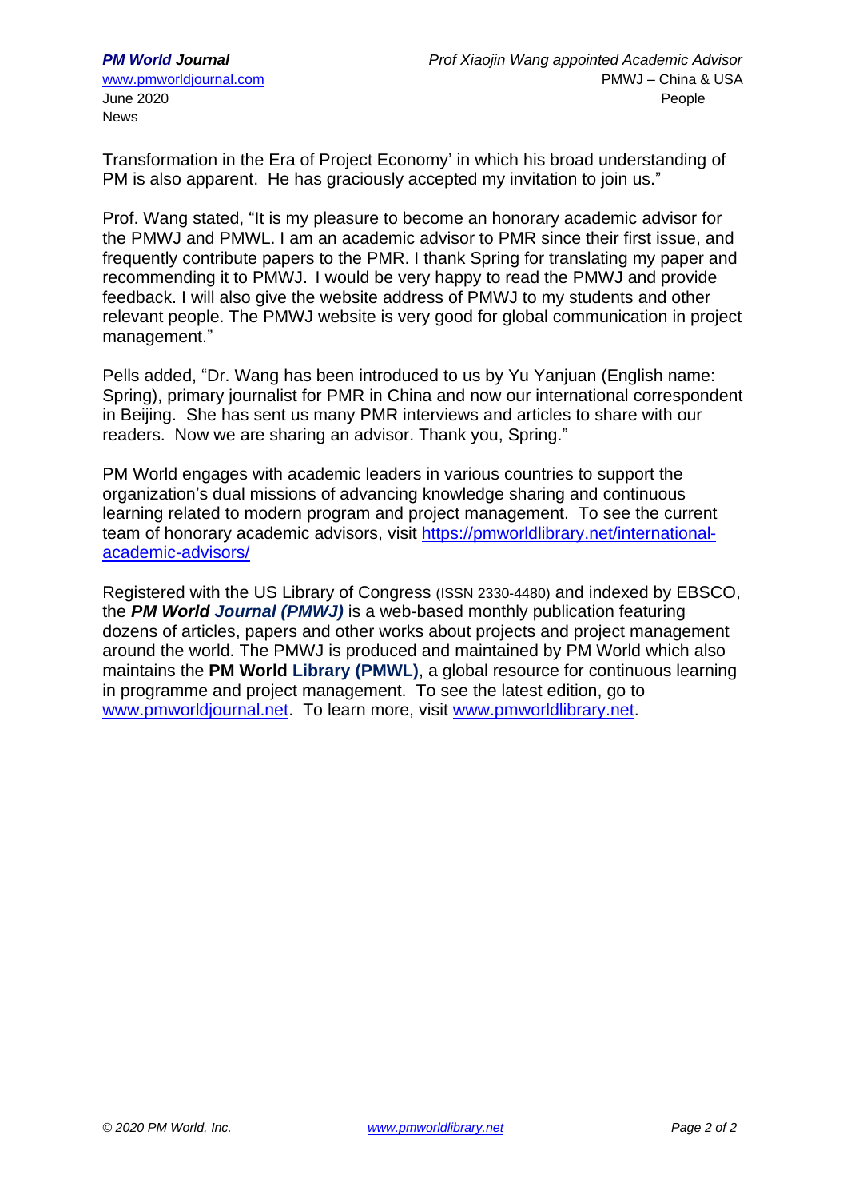Transformation in the Era of Project Economy' in which his broad understanding of PM is also apparent. He has graciously accepted my invitation to join us."

Prof. Wang stated, "It is my pleasure to become an honorary academic advisor for the PMWJ and PMWL. I am an academic advisor to PMR since their first issue, and frequently contribute papers to the PMR. I thank Spring for translating my paper and recommending it to PMWJ. I would be very happy to read the PMWJ and provide feedback. I will also give the website address of PMWJ to my students and other relevant people. The PMWJ website is very good for global communication in project management."

Pells added, "Dr. Wang has been introduced to us by Yu Yanjuan (English name: Spring), primary journalist for PMR in China and now our international correspondent in Beijing. She has sent us many PMR interviews and articles to share with our readers. Now we are sharing an advisor. Thank you, Spring."

PM World engages with academic leaders in various countries to support the organization's dual missions of advancing knowledge sharing and continuous learning related to modern program and project management. To see the current team of honorary academic advisors, visit https://pmworldlibrary.net/international-academic-advisors/

Registered with the US Library of Congress (ISSN 2330-4480) and indexed by EBSCO, the ***PM World Journal (PMWJ)*** is a web-based monthly publication featuring dozens of articles, papers and other works about projects and project management around the world. The PMWJ is produced and maintained by PM World which also maintains the **PM World Library (PMWL)**, a global resource for continuous learning in programme and project management. To see the latest edition, go to www.pmworldjournal.net. To learn more, visit www.pmworldlibrary.net.